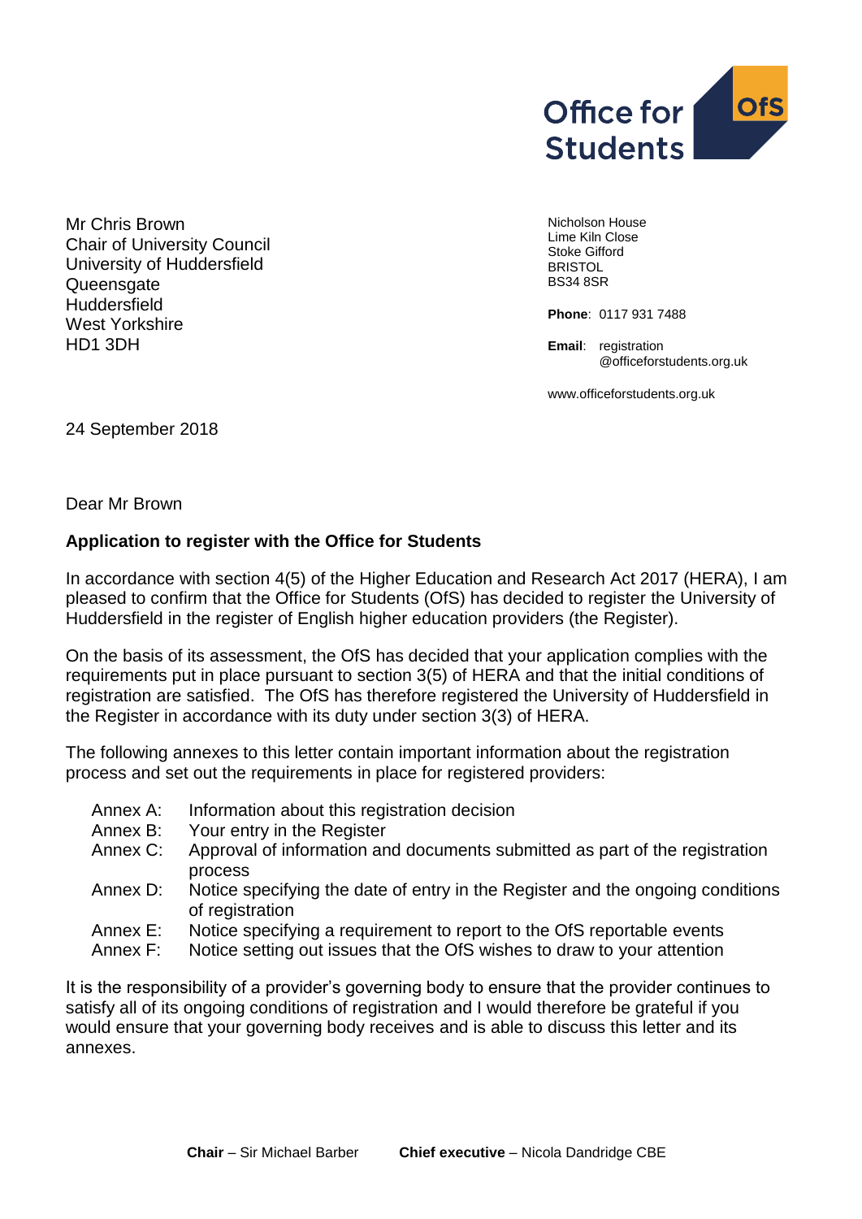Office for Students

Mr Chris Brown
Chair of University Council
University of Huddersfield
Queensgate
Huddersfield
West Yorkshire
HD1 3DH

Nicholson House
Lime Kiln Close
Stoke Gifford
BRISTOL
BS34 8SR

**Phone**: 0117 931 7488

**Email**: registration@officeforstudents.org.uk

www.officeforstudents.org.uk

24 September 2018

Dear Mr Brown

**Application to register with the Office for Students**

In accordance with section 4(5) of the Higher Education and Research Act 2017 (HERA), I am pleased to confirm that the Office for Students (OfS) has decided to register the University of Huddersfield in the register of English higher education providers (the Register).

On the basis of its assessment, the OfS has decided that your application complies with the requirements put in place pursuant to section 3(5) of HERA and that the initial conditions of registration are satisfied. The OfS has therefore registered the University of Huddersfield in the Register in accordance with its duty under section 3(3) of HERA.

The following annexes to this letter contain important information about the registration process and set out the requirements in place for registered providers:

- Annex A: Information about this registration decision
- Annex B: Your entry in the Register
- Annex C: Approval of information and documents submitted as part of the registration process
- Annex D: Notice specifying the date of entry in the Register and the ongoing conditions of registration
- Annex E: Notice specifying a requirement to report to the OfS reportable events
- Annex F: Notice setting out issues that the OfS wishes to draw to your attention

It is the responsibility of a provider's governing body to ensure that the provider continues to satisfy all of its ongoing conditions of registration and I would therefore be grateful if you would ensure that your governing body receives and is able to discuss this letter and its annexes.

**Chair** – Sir Michael Barber **Chief executive** – Nicola Dandridge CBE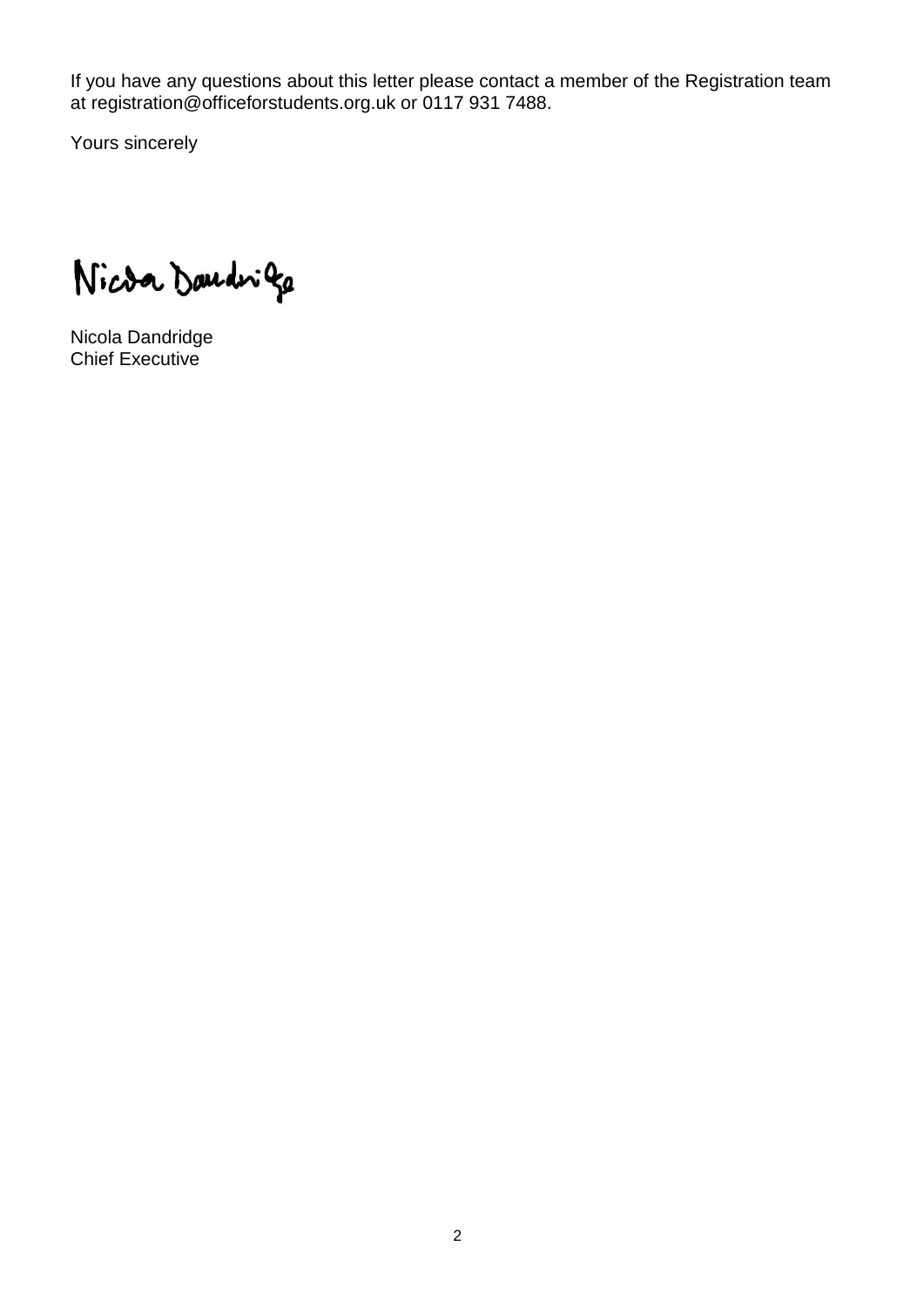If you have any questions about this letter please contact a member of the Registration team at registration@officeforstudents.org.uk or 0117 931 7488.

Yours sincerely

Nicola Dandridge

Nicola Dandridge
Chief Executive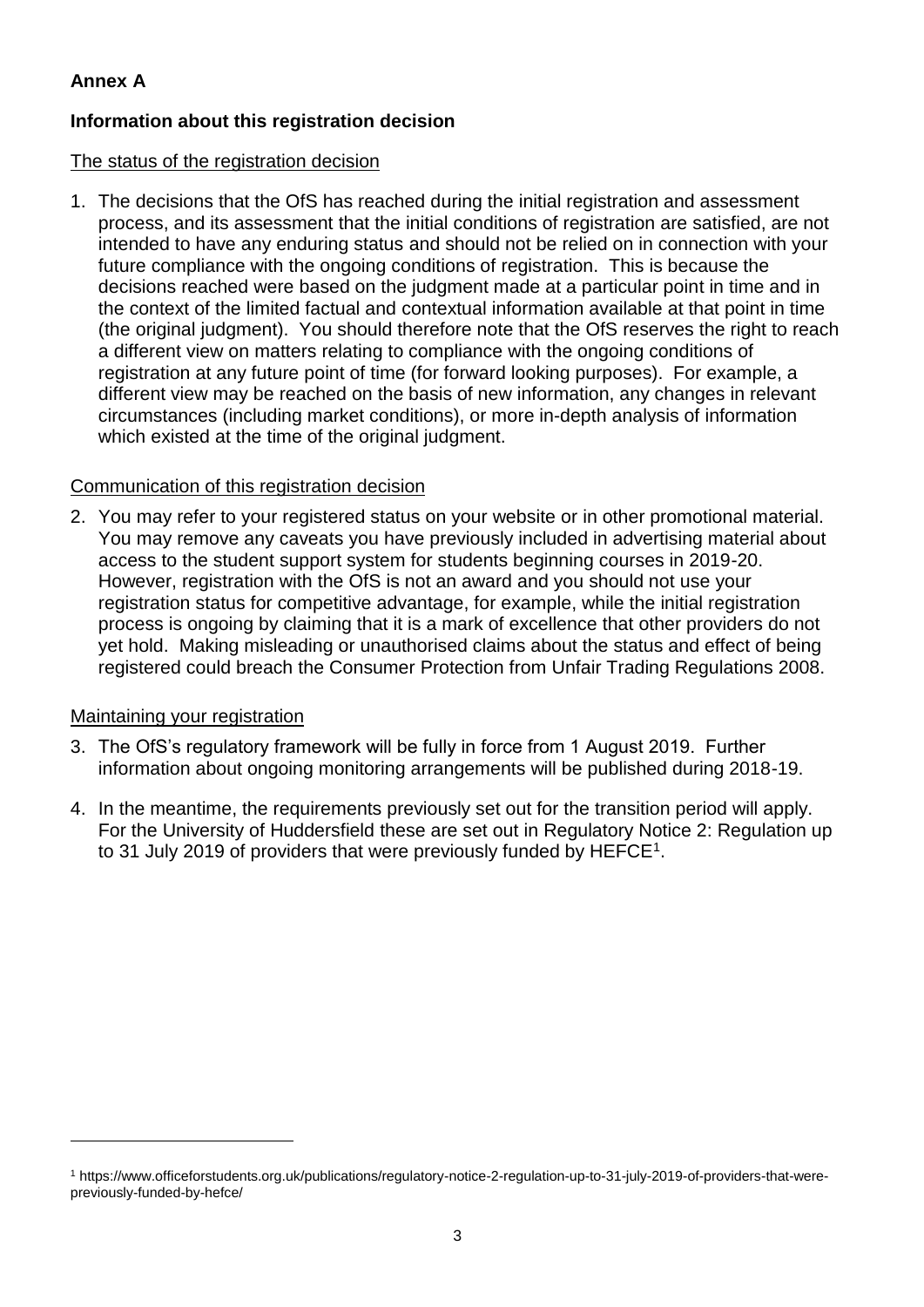## Annex A

### Information about this registration decision

The status of the registration decision

1. The decisions that the OfS has reached during the initial registration and assessment process, and its assessment that the initial conditions of registration are satisfied, are not intended to have any enduring status and should not be relied on in connection with your future compliance with the ongoing conditions of registration. This is because the decisions reached were based on the judgment made at a particular point in time and in the context of the limited factual and contextual information available at that point in time (the original judgment). You should therefore note that the OfS reserves the right to reach a different view on matters relating to compliance with the ongoing conditions of registration at any future point of time (for forward looking purposes). For example, a different view may be reached on the basis of new information, any changes in relevant circumstances (including market conditions), or more in-depth analysis of information which existed at the time of the original judgment.

Communication of this registration decision

2. You may refer to your registered status on your website or in other promotional material. You may remove any caveats you have previously included in advertising material about access to the student support system for students beginning courses in 2019-20. However, registration with the OfS is not an award and you should not use your registration status for competitive advantage, for example, while the initial registration process is ongoing by claiming that it is a mark of excellence that other providers do not yet hold. Making misleading or unauthorised claims about the status and effect of being registered could breach the Consumer Protection from Unfair Trading Regulations 2008.

Maintaining your registration

3. The OfS's regulatory framework will be fully in force from 1 August 2019. Further information about ongoing monitoring arrangements will be published during 2018-19.

4. In the meantime, the requirements previously set out for the transition period will apply. For the University of Huddersfield these are set out in Regulatory Notice 2: Regulation up to 31 July 2019 of providers that were previously funded by HEFCE[1].

[1] https://www.officeforstudents.org.uk/publications/regulatory-notice-2-regulation-up-to-31-july-2019-of-providers-that-were-previously-funded-by-hefce/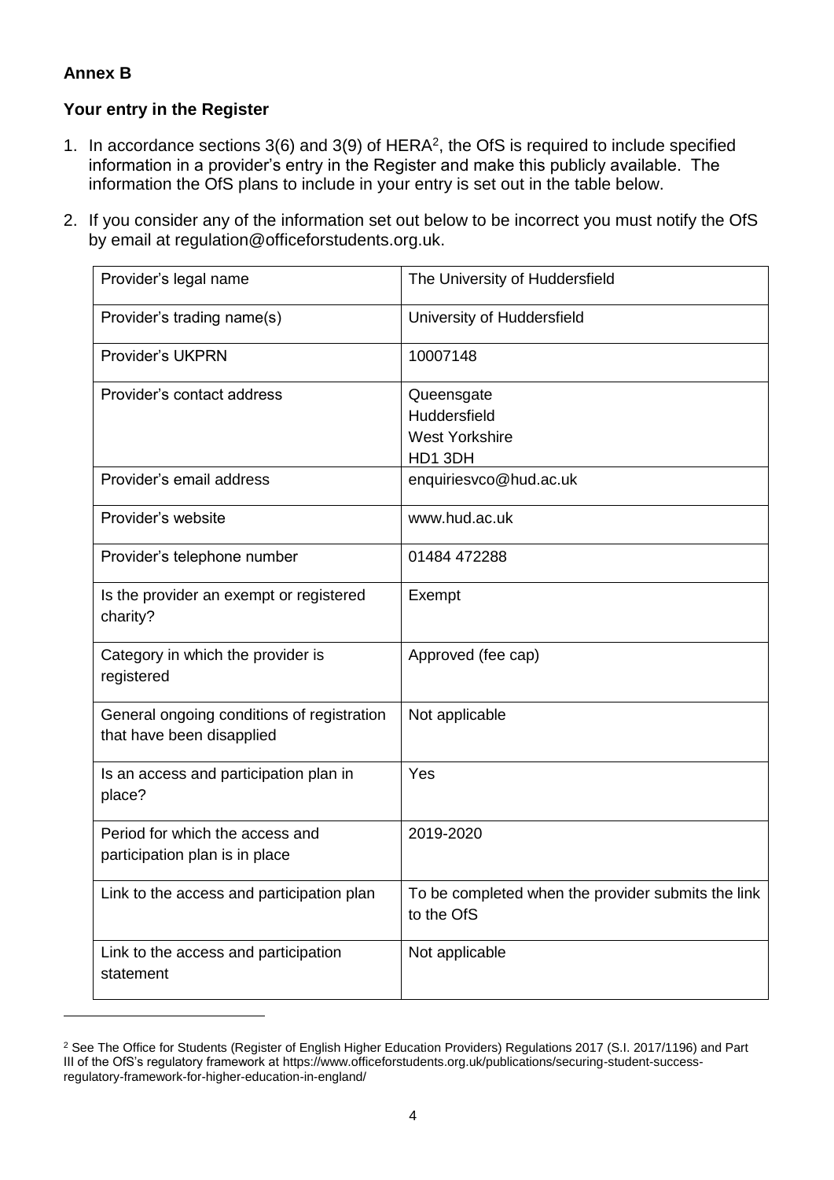## Annex B

### Your entry in the Register

1. In accordance sections 3(6) and 3(9) of HERA[2], the OfS is required to include specified information in a provider's entry in the Register and make this publicly available. The information the OfS plans to include in your entry is set out in the table below.

2. If you consider any of the information set out below to be incorrect you must notify the OfS by email at regulation@officeforstudents.org.uk.

| | |
|---|---|
| Provider's legal name | The University of Huddersfield |
| Provider's trading name(s) | University of Huddersfield |
| Provider's UKPRN | 10007148 |
| Provider's contact address | Queensgate<br>Huddersfield<br>West Yorkshire<br>HD1 3DH |
| Provider's email address | enquiriesvco@hud.ac.uk |
| Provider's website | www.hud.ac.uk |
| Provider's telephone number | 01484 472288 |
| Is the provider an exempt or registered charity? | Exempt |
| Category in which the provider is registered | Approved (fee cap) |
| General ongoing conditions of registration that have been disapplied | Not applicable |
| Is an access and participation plan in place? | Yes |
| Period for which the access and participation plan is in place | 2019-2020 |
| Link to the access and participation plan | To be completed when the provider submits the link to the OfS |
| Link to the access and participation statement | Not applicable |

[2] See The Office for Students (Register of English Higher Education Providers) Regulations 2017 (S.I. 2017/1196) and Part III of the OfS's regulatory framework at https://www.officeforstudents.org.uk/publications/securing-student-success-regulatory-framework-for-higher-education-in-england/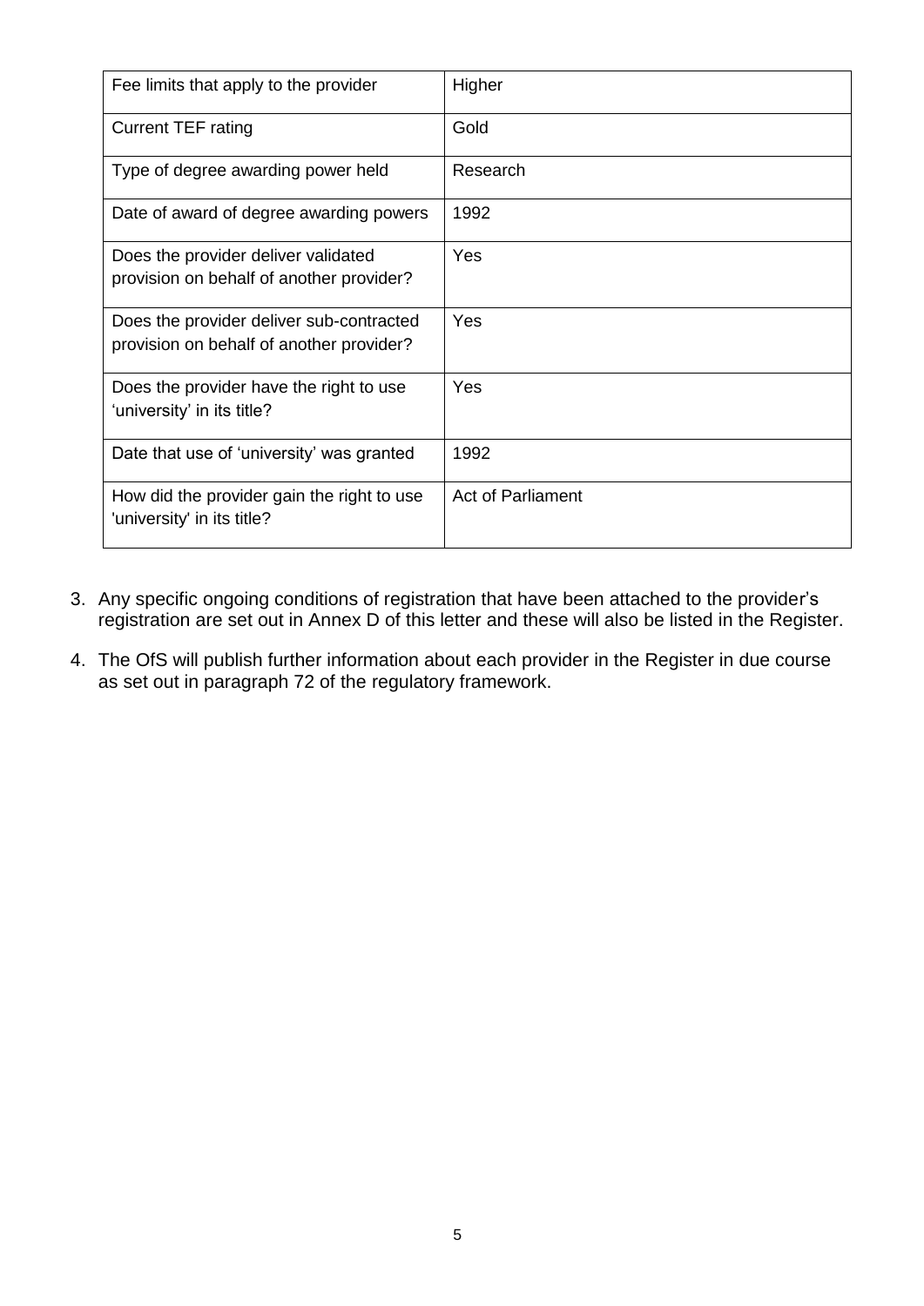| Fee limits that apply to the provider | Higher |
|---|---|
| Current TEF rating | Gold |
| Type of degree awarding power held | Research |
| Date of award of degree awarding powers | 1992 |
| Does the provider deliver validated provision on behalf of another provider? | Yes |
| Does the provider deliver sub-contracted provision on behalf of another provider? | Yes |
| Does the provider have the right to use 'university' in its title? | Yes |
| Date that use of 'university' was granted | 1992 |
| How did the provider gain the right to use 'university' in its title? | Act of Parliament |

3. Any specific ongoing conditions of registration that have been attached to the provider's registration are set out in Annex D of this letter and these will also be listed in the Register.

4. The OfS will publish further information about each provider in the Register in due course as set out in paragraph 72 of the regulatory framework.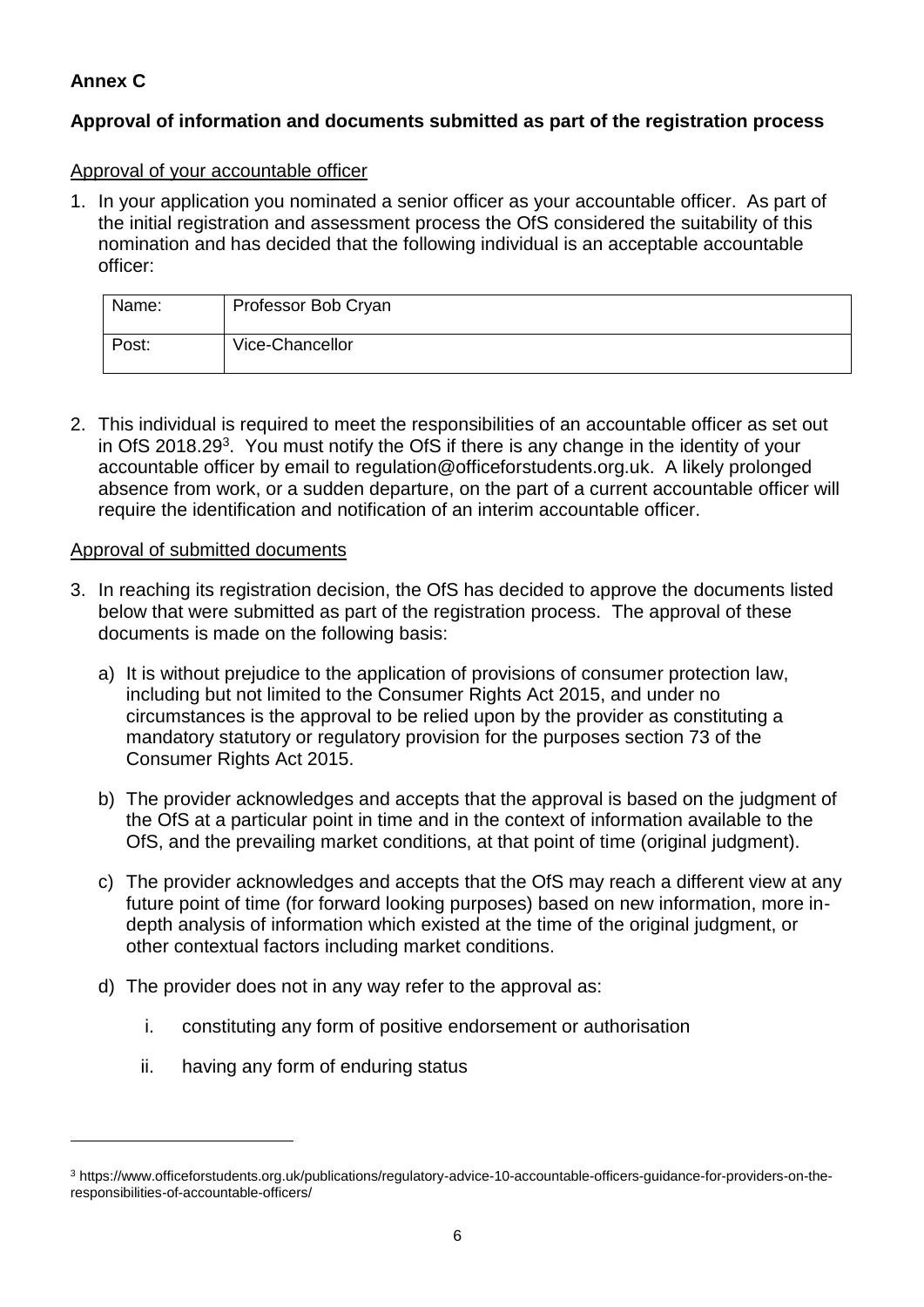## Annex C

### Approval of information and documents submitted as part of the registration process

Approval of your accountable officer

1. In your application you nominated a senior officer as your accountable officer. As part of the initial registration and assessment process the OfS considered the suitability of this nomination and has decided that the following individual is an acceptable accountable officer:

| Name: | Professor Bob Cryan |
|---|---|
| Post: | Vice-Chancellor |

2. This individual is required to meet the responsibilities of an accountable officer as set out in OfS 2018.29[3]. You must notify the OfS if there is any change in the identity of your accountable officer by email to regulation@officeforstudents.org.uk. A likely prolonged absence from work, or a sudden departure, on the part of a current accountable officer will require the identification and notification of an interim accountable officer.

Approval of submitted documents

3. In reaching its registration decision, the OfS has decided to approve the documents listed below that were submitted as part of the registration process. The approval of these documents is made on the following basis:

   a) It is without prejudice to the application of provisions of consumer protection law, including but not limited to the Consumer Rights Act 2015, and under no circumstances is the approval to be relied upon by the provider as constituting a mandatory statutory or regulatory provision for the purposes section 73 of the Consumer Rights Act 2015.

   b) The provider acknowledges and accepts that the approval is based on the judgment of the OfS at a particular point in time and in the context of information available to the OfS, and the prevailing market conditions, at that point of time (original judgment).

   c) The provider acknowledges and accepts that the OfS may reach a different view at any future point of time (for forward looking purposes) based on new information, more in-depth analysis of information which existed at the time of the original judgment, or other contextual factors including market conditions.

   d) The provider does not in any way refer to the approval as:

      i. constituting any form of positive endorsement or authorisation

      ii. having any form of enduring status

[3] https://www.officeforstudents.org.uk/publications/regulatory-advice-10-accountable-officers-guidance-for-providers-on-the-responsibilities-of-accountable-officers/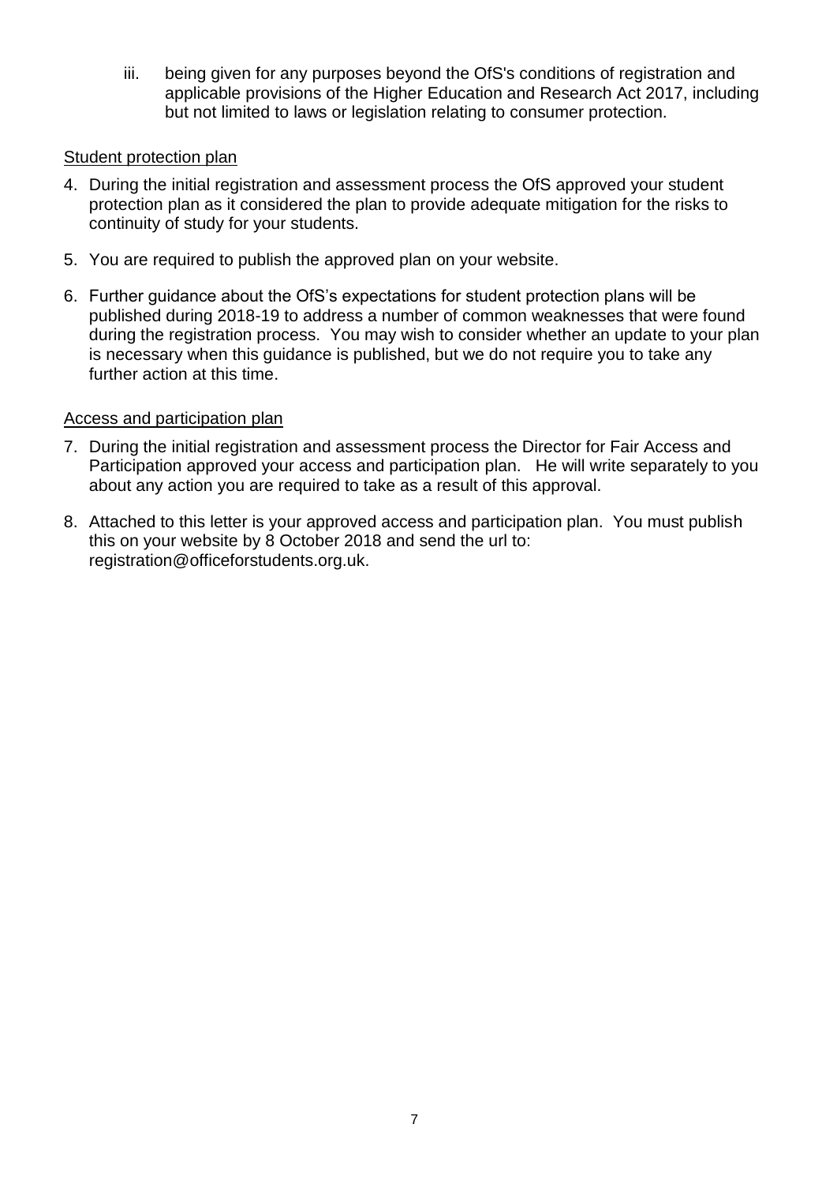iii. being given for any purposes beyond the OfS's conditions of registration and applicable provisions of the Higher Education and Research Act 2017, including but not limited to laws or legislation relating to consumer protection.

<u>Student protection plan</u>

4. During the initial registration and assessment process the OfS approved your student protection plan as it considered the plan to provide adequate mitigation for the risks to continuity of study for your students.

5. You are required to publish the approved plan on your website.

6. Further guidance about the OfS's expectations for student protection plans will be published during 2018-19 to address a number of common weaknesses that were found during the registration process. You may wish to consider whether an update to your plan is necessary when this guidance is published, but we do not require you to take any further action at this time.

<u>Access and participation plan</u>

7. During the initial registration and assessment process the Director for Fair Access and Participation approved your access and participation plan. He will write separately to you about any action you are required to take as a result of this approval.

8. Attached to this letter is your approved access and participation plan. You must publish this on your website by 8 October 2018 and send the url to: registration@officeforstudents.org.uk.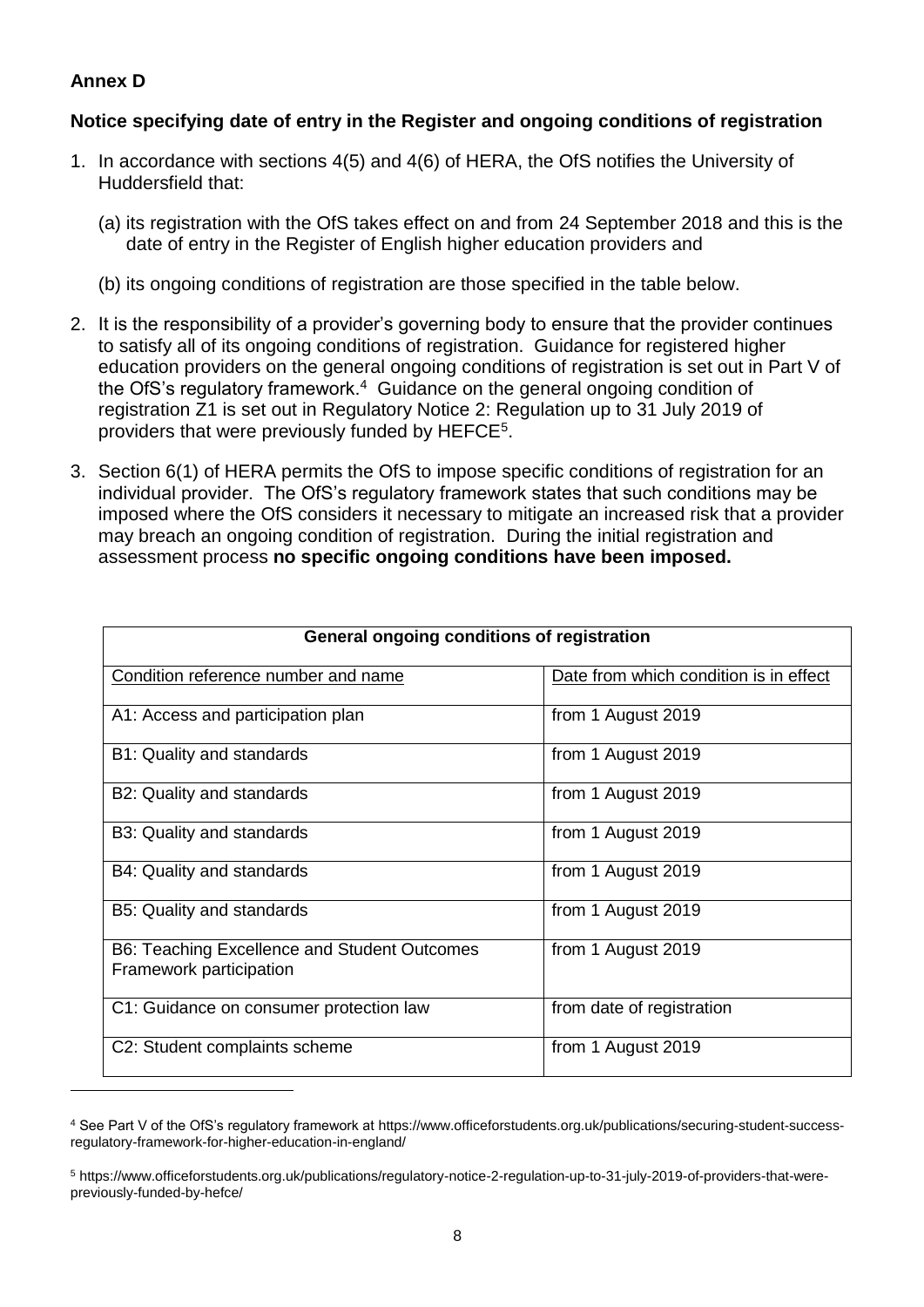## Annex D

### Notice specifying date of entry in the Register and ongoing conditions of registration

1. In accordance with sections 4(5) and 4(6) of HERA, the OfS notifies the University of Huddersfield that:

   (a) its registration with the OfS takes effect on and from 24 September 2018 and this is the date of entry in the Register of English higher education providers and

   (b) its ongoing conditions of registration are those specified in the table below.

2. It is the responsibility of a provider's governing body to ensure that the provider continues to satisfy all of its ongoing conditions of registration. Guidance for registered higher education providers on the general ongoing conditions of registration is set out in Part V of the OfS's regulatory framework.[4] Guidance on the general ongoing condition of registration Z1 is set out in Regulatory Notice 2: Regulation up to 31 July 2019 of providers that were previously funded by HEFCE[5].

3. Section 6(1) of HERA permits the OfS to impose specific conditions of registration for an individual provider. The OfS's regulatory framework states that such conditions may be imposed where the OfS considers it necessary to mitigate an increased risk that a provider may breach an ongoing condition of registration. During the initial registration and assessment process **no specific ongoing conditions have been imposed.**

| **General ongoing conditions of registration** | |
|---|---|
| Condition reference number and name | Date from which condition is in effect |
| A1: Access and participation plan | from 1 August 2019 |
| B1: Quality and standards | from 1 August 2019 |
| B2: Quality and standards | from 1 August 2019 |
| B3: Quality and standards | from 1 August 2019 |
| B4: Quality and standards | from 1 August 2019 |
| B5: Quality and standards | from 1 August 2019 |
| B6: Teaching Excellence and Student Outcomes Framework participation | from 1 August 2019 |
| C1: Guidance on consumer protection law | from date of registration |
| C2: Student complaints scheme | from 1 August 2019 |

[4] See Part V of the OfS's regulatory framework at https://www.officeforstudents.org.uk/publications/securing-student-success-regulatory-framework-for-higher-education-in-england/

[5] https://www.officeforstudents.org.uk/publications/regulatory-notice-2-regulation-up-to-31-july-2019-of-providers-that-were-previously-funded-by-hefce/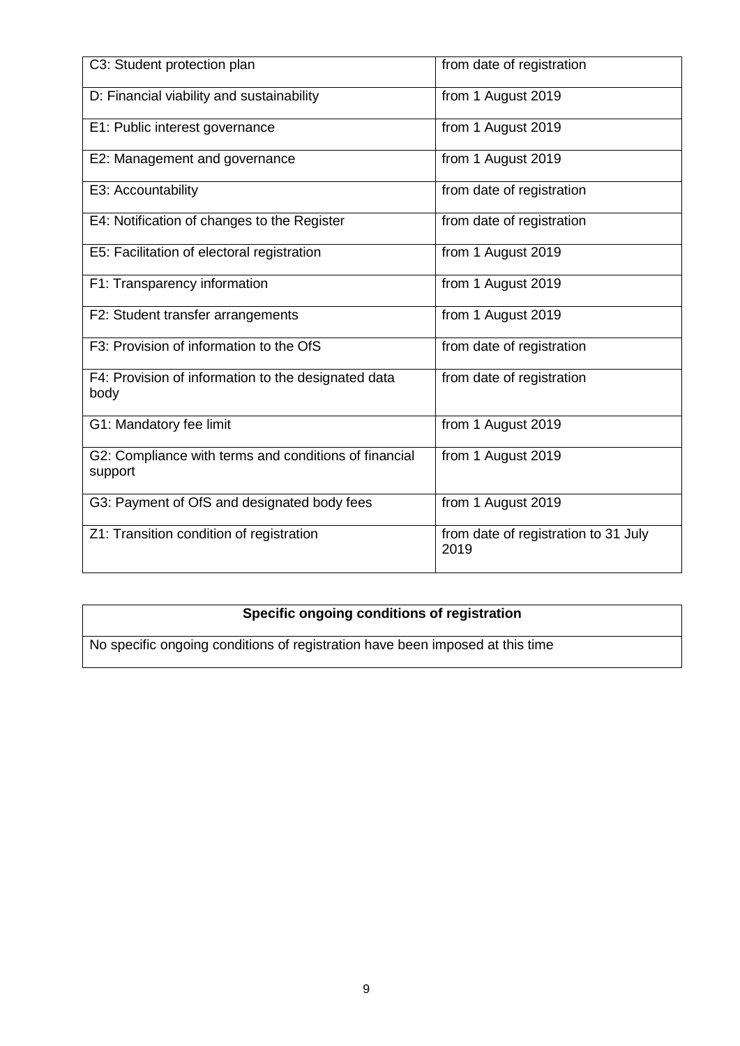| | |
|---|---|
| C3: Student protection plan | from date of registration |
| D: Financial viability and sustainability | from 1 August 2019 |
| E1: Public interest governance | from 1 August 2019 |
| E2: Management and governance | from 1 August 2019 |
| E3: Accountability | from date of registration |
| E4: Notification of changes to the Register | from date of registration |
| E5: Facilitation of electoral registration | from 1 August 2019 |
| F1: Transparency information | from 1 August 2019 |
| F2: Student transfer arrangements | from 1 August 2019 |
| F3: Provision of information to the OfS | from date of registration |
| F4: Provision of information to the designated data body | from date of registration |
| G1: Mandatory fee limit | from 1 August 2019 |
| G2: Compliance with terms and conditions of financial support | from 1 August 2019 |
| G3: Payment of OfS and designated body fees | from 1 August 2019 |
| Z1: Transition condition of registration | from date of registration to 31 July 2019 |

| **Specific ongoing conditions of registration** |
|---|
| No specific ongoing conditions of registration have been imposed at this time |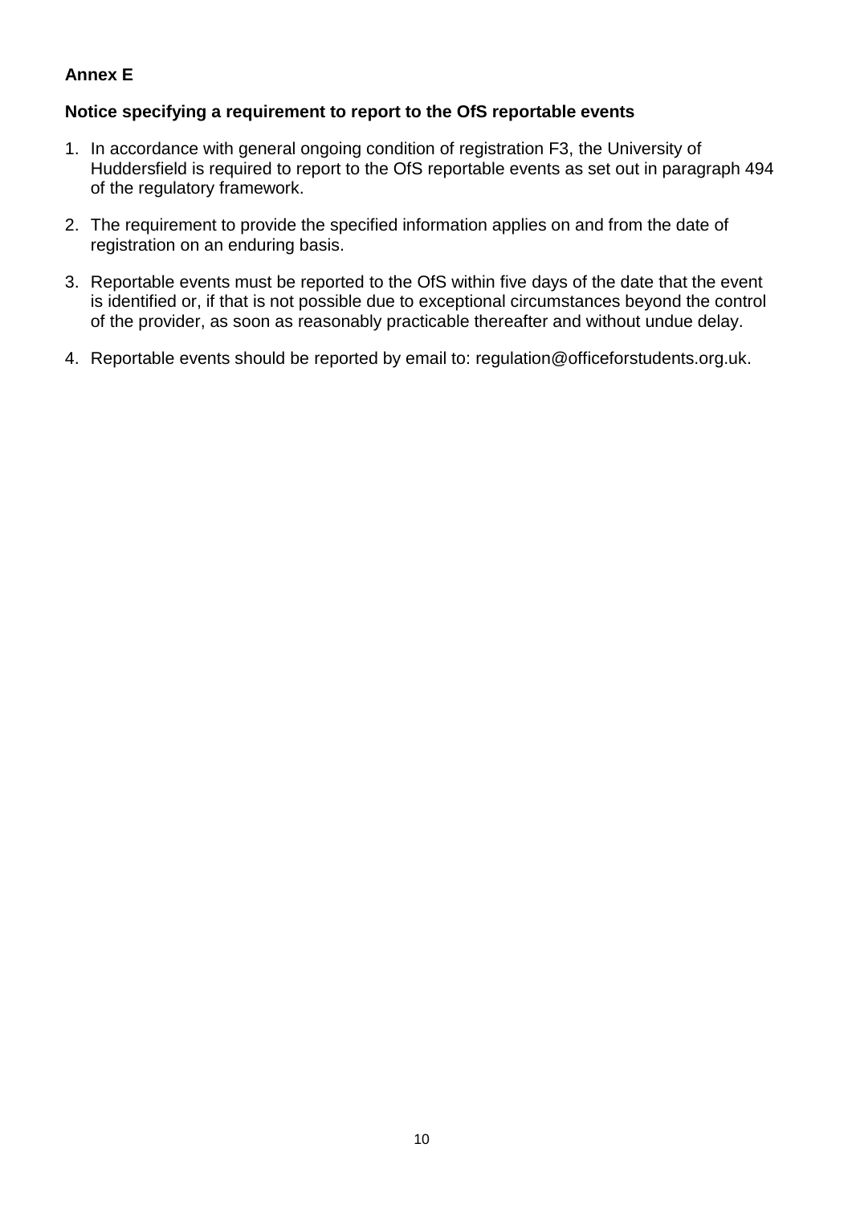**Annex E**

**Notice specifying a requirement to report to the OfS reportable events**

1. In accordance with general ongoing condition of registration F3, the University of Huddersfield is required to report to the OfS reportable events as set out in paragraph 494 of the regulatory framework.

2. The requirement to provide the specified information applies on and from the date of registration on an enduring basis.

3. Reportable events must be reported to the OfS within five days of the date that the event is identified or, if that is not possible due to exceptional circumstances beyond the control of the provider, as soon as reasonably practicable thereafter and without undue delay.

4. Reportable events should be reported by email to: regulation@officeforstudents.org.uk.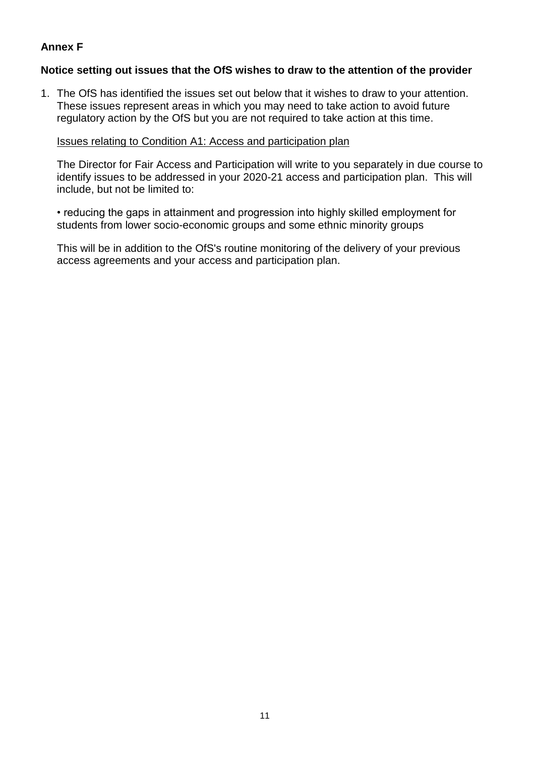**Annex F**

**Notice setting out issues that the OfS wishes to draw to the attention of the provider**

1. The OfS has identified the issues set out below that it wishes to draw to your attention. These issues represent areas in which you may need to take action to avoid future regulatory action by the OfS but you are not required to take action at this time.

   <u>Issues relating to Condition A1: Access and participation plan</u>

   The Director for Fair Access and Participation will write to you separately in due course to identify issues to be addressed in your 2020-21 access and participation plan. This will include, but not be limited to:

   • reducing the gaps in attainment and progression into highly skilled employment for students from lower socio-economic groups and some ethnic minority groups

   This will be in addition to the OfS's routine monitoring of the delivery of your previous access agreements and your access and participation plan.